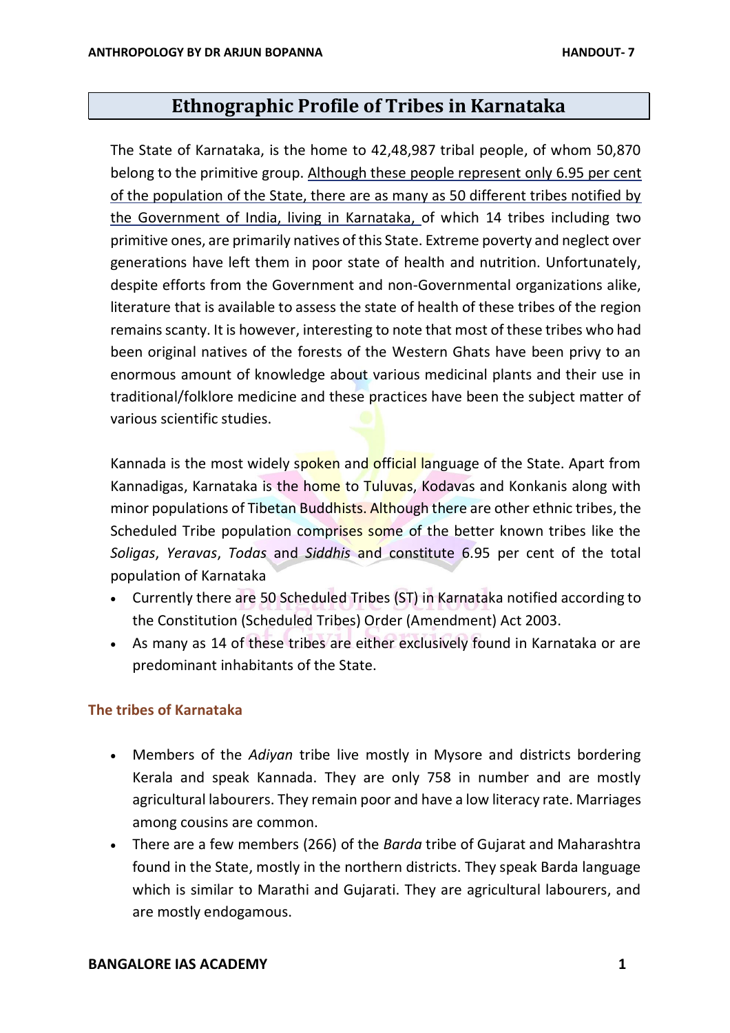# Ethnographic Profile of Tribes in Karnataka

The State of Karnataka, is the home to 42,48,987 tribal people, of whom 50,870 belong to the primitive group. Although these people represent only 6.95 per cent of the population of the State, there are as many as 50 different tribes notified by the Government of India, living in Karnataka, of which 14 tribes including two primitive ones, are primarily natives of this State. Extreme poverty and neglect over generations have left them in poor state of health and nutrition. Unfortunately, despite efforts from the Government and non-Governmental organizations alike, literature that is available to assess the state of health of these tribes of the region remains scanty. It is however, interesting to note that most of these tribes who had been original natives of the forests of the Western Ghats have been privy to an enormous amount of knowledge about various medicinal plants and their use in traditional/folklore medicine and these practices have been the subject matter of various scientific studies.

Kannada is the most widely spoken and official language of the State. Apart from Kannadigas, Karnataka is the home to Tuluvas, Kodavas and Konkanis along with minor populations of Tibetan Buddhists. Although there are other ethnic tribes, the Scheduled Tribe population comprises some of the better known tribes like the *Soligas*, *Yeravas*, *Todas* and *Siddhis* and constitute 6.95 per cent of the total population of Karnataka

- Currently there are 50 Scheduled Tribes (ST) in Karnataka notified according to the Constitution (Scheduled Tribes) Order (Amendment) Act 2003.
- As many as 14 of these tribes are either exclusively found in Karnataka or are predominant inhabitants of the State.

### The tribes of Karnataka

- Members of the *Adiyan* tribe live mostly in Mysore and districts bordering Kerala and speak Kannada. They are only 758 in number and are mostly agricultural labourers. They remain poor and have a low literacy rate. Marriages among cousins are common.
- There are a few members (266) of the *Barda* tribe of Gujarat and Maharashtra found in the State, mostly in the northern districts. They speak Barda language which is similar to Marathi and Gujarati. They are agricultural labourers, and are mostly endogamous.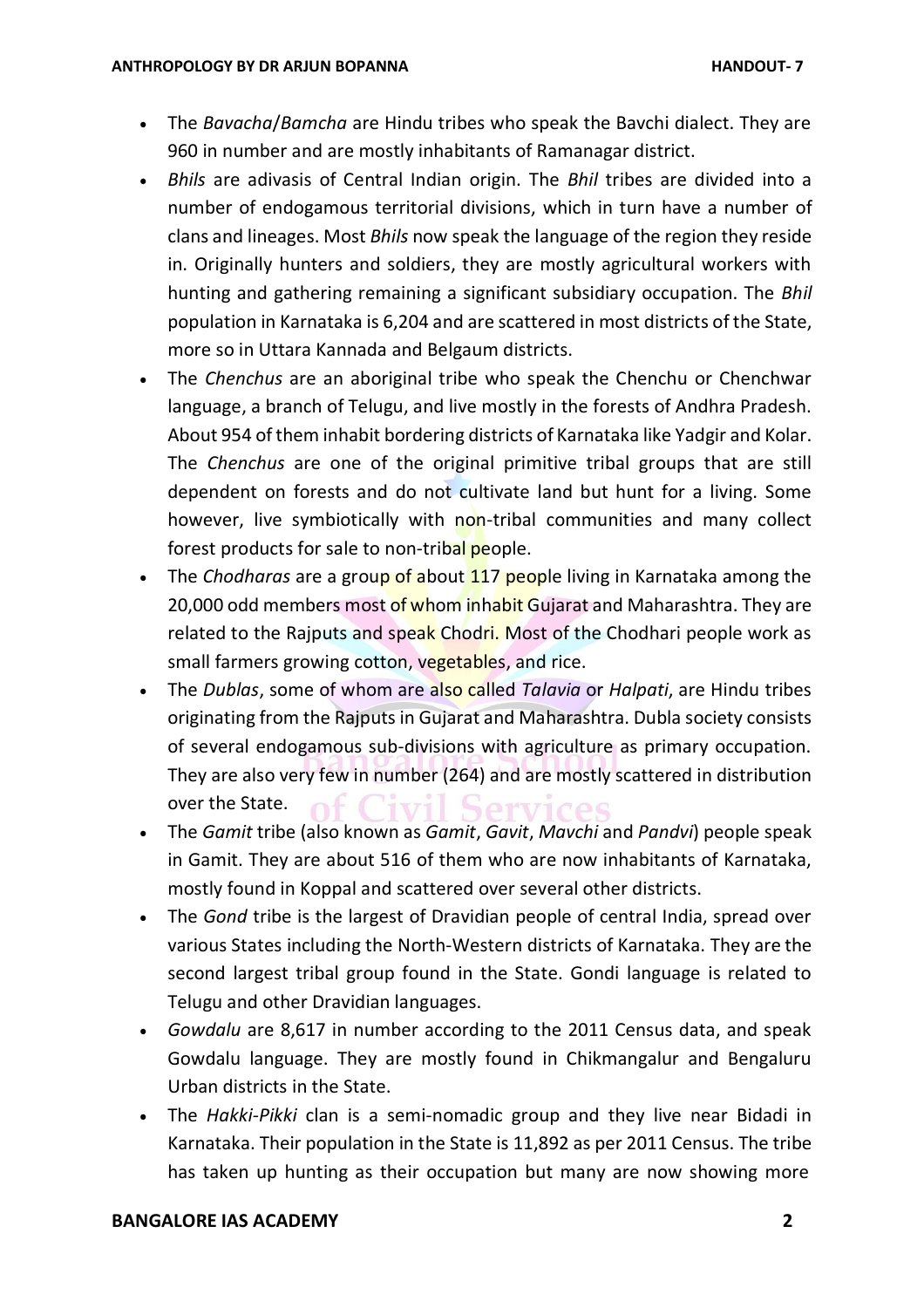- The *Bavacha*/*Bamcha* are Hindu tribes who speak the Bavchi dialect. They are 960 in number and are mostly inhabitants of Ramanagar district.
- *Bhils* are adivasis of Central Indian origin. The *Bhil* tribes are divided into a number of endogamous territorial divisions, which in turn have a number of clans and lineages. Most *Bhils* now speak the language of the region they reside in. Originally hunters and soldiers, they are mostly agricultural workers with hunting and gathering remaining a significant subsidiary occupation. The *Bhil* population in Karnataka is 6,204 and are scattered in most districts of the State, more so in Uttara Kannada and Belgaum districts.
- The *Chenchus* are an aboriginal tribe who speak the Chenchu or Chenchwar language, a branch of Telugu, and live mostly in the forests of Andhra Pradesh. About 954 of them inhabit bordering districts of Karnataka like Yadgir and Kolar. The *Chenchus* are one of the original primitive tribal groups that are still dependent on forests and do not cultivate land but hunt for a living. Some however, live symbiotically with non-tribal communities and many collect forest products for sale to non-tribal people.
- The *Chodharas* are a group of about 117 people living in Karnataka among the 20,000 odd members most of whom inhabit Gujarat and Maharashtra. They are related to the Rajputs and speak Chodri. Most of the Chodhari people work as small farmers growing cotton, vegetables, and rice.
- The *Dublas*, some of whom are also called *Talavia* or *Halpati*, are Hindu tribes originating from the Rajputs in Gujarat and Maharashtra. Dubla society consists of several endogamous sub-divisions with agriculture as primary occupation. They are also very few in number (264) and are mostly scattered in distribution over the State.
- The *Gamit* tribe (also known as *Gamit*, *Gavit*, *Mavchi* and *Pandvi*) people speak in Gamit. They are about 516 of them who are now inhabitants of Karnataka, mostly found in Koppal and scattered over several other districts.
- The *Gond* tribe is the largest of Dravidian people of central India, spread over various States including the North-Western districts of Karnataka. They are the second largest tribal group found in the State. Gondi language is related to Telugu and other Dravidian languages.
- *Gowdalu* are 8,617 in number according to the 2011 Census data, and speak Gowdalu language. They are mostly found in Chikmangalur and Bengaluru Urban districts in the State.
- The *Hakki-Pikki* clan is a semi-nomadic group and they live near Bidadi in Karnataka. Their population in the State is 11,892 as per 2011 Census. The tribe has taken up hunting as their occupation but many are now showing more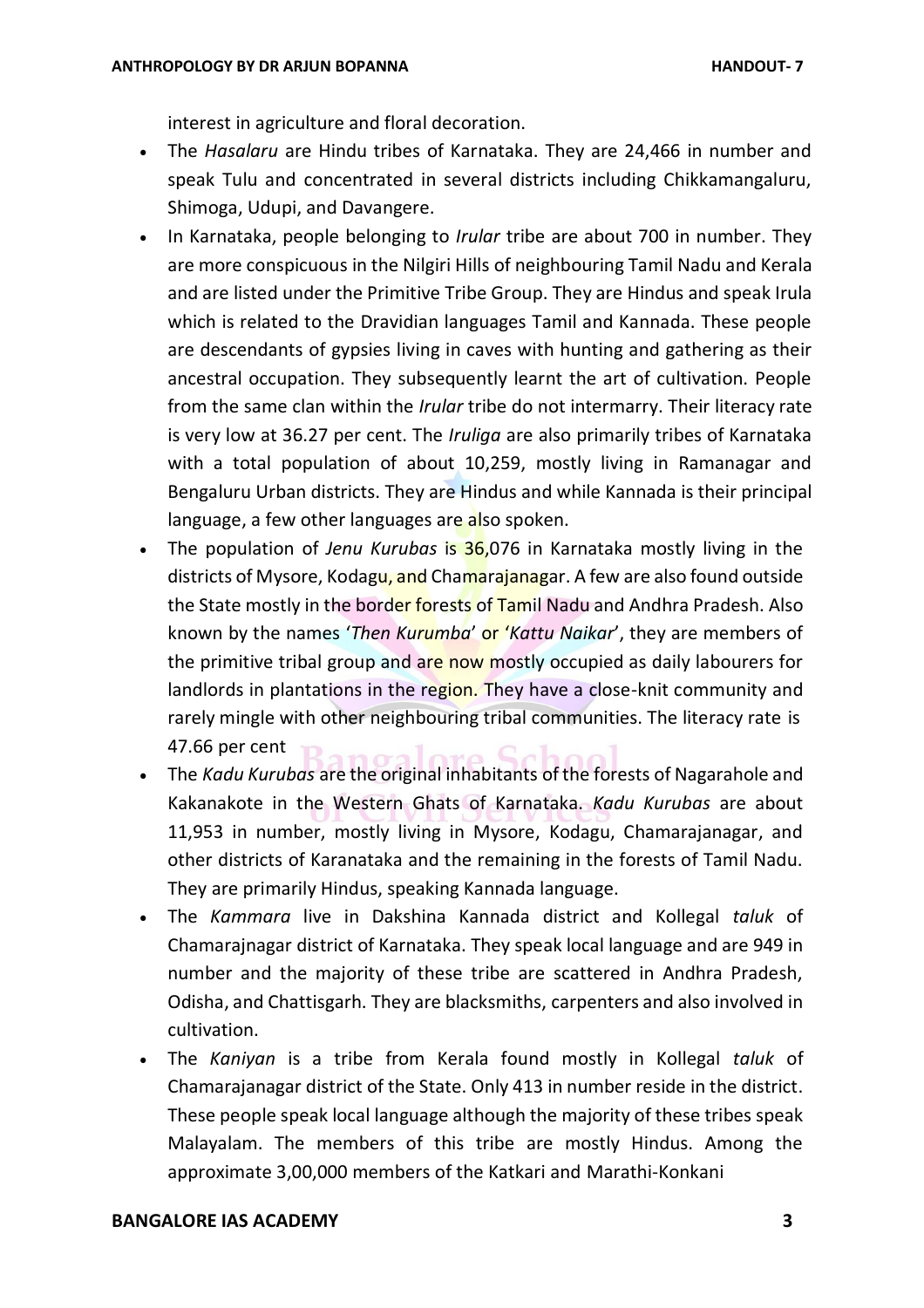interest in agriculture and floral decoration.

- The *Hasalaru* are Hindu tribes of Karnataka. They are 24,466 in number and speak Tulu and concentrated in several districts including Chikkamangaluru, Shimoga, Udupi, and Davangere.
- In Karnataka, people belonging to *Irular* tribe are about 700 in number. They are more conspicuous in the Nilgiri Hills of neighbouring Tamil Nadu and Kerala and are listed under the Primitive Tribe Group. They are Hindus and speak Irula which is related to the Dravidian languages Tamil and Kannada. These people are descendants of gypsies living in caves with hunting and gathering as their ancestral occupation. They subsequently learnt the art of cultivation. People from the same clan within the *Irular* tribe do not intermarry. Their literacy rate is very low at 36.27 per cent. The *Iruliga* are also primarily tribes of Karnataka with a total population of about 10,259, mostly living in Ramanagar and Bengaluru Urban districts. They are Hindus and while Kannada is their principal language, a few other languages are also spoken.
- The population of *Jenu Kurubas* is 36,076 in Karnataka mostly living in the districts of Mysore, Kodagu, and Chamarajanagar. A few are also found outside the State mostly in the border forests of Tamil Nadu and Andhra Pradesh. Also known by the names '*Then Kurumba*' or '*Kattu Naikar*', they are members of the primitive tribal group and are now mostly occupied as daily labourers for landlords in plantations in the region. They have a close-knit community and rarely mingle with other neighbouring tribal communities. The literacy rate is 47.66 per cent
- The *Kadu Kurubas* are the original inhabitants of the forests of Nagarahole and Kakanakote in the Western Ghats of Karnataka. *Kadu Kurubas* are about 11,953 in number, mostly living in Mysore, Kodagu, Chamarajanagar, and other districts of Karanataka and the remaining in the forests of Tamil Nadu. They are primarily Hindus, speaking Kannada language.
- The *Kammara* live in Dakshina Kannada district and Kollegal *taluk* of Chamarajnagar district of Karnataka. They speak local language and are 949 in number and the majority of these tribe are scattered in Andhra Pradesh, Odisha, and Chattisgarh. They are blacksmiths, carpenters and also involved in cultivation.
- The *Kaniyan* is a tribe from Kerala found mostly in Kollegal *taluk* of Chamarajanagar district of the State. Only 413 in number reside in the district. These people speak local language although the majority of these tribes speak Malayalam. The members of this tribe are mostly Hindus. Among the approximate 3,00,000 members of the Katkari and Marathi-Konkani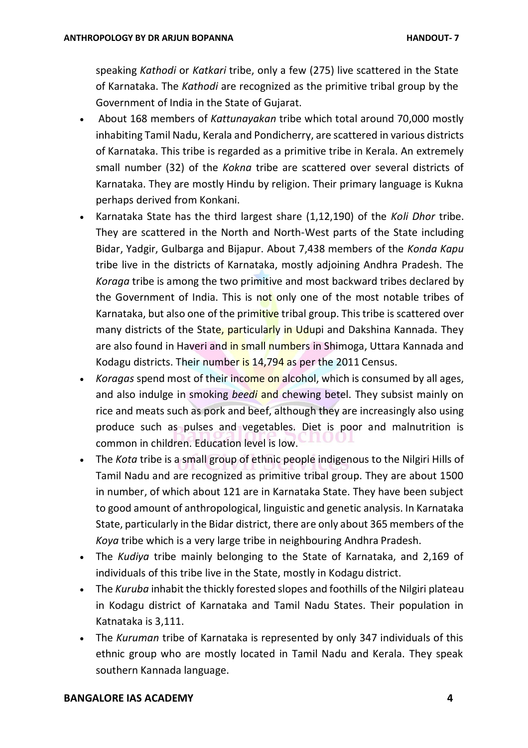speaking *Kathodi* or *Katkari* tribe, only a few (275) live scattered in the State of Karnataka. The *Kathodi* are recognized as the primitive tribal group by the Government of India in the State of Gujarat.

- About 168 members of *Kattunayakan* tribe which total around 70,000 mostly inhabiting Tamil Nadu, Kerala and Pondicherry, are scattered in various districts of Karnataka. This tribe is regarded as a primitive tribe in Kerala. An extremely small number (32) of the *Kokna* tribe are scattered over several districts of Karnataka. They are mostly Hindu by religion. Their primary language is Kukna perhaps derived from Konkani.
- Karnataka State has the third largest share (1,12,190) of the *Koli Dhor* tribe. They are scattered in the North and North-West parts of the State including Bidar, Yadgir, Gulbarga and Bijapur. About 7,438 members of the *Konda Kapu* tribe live in the districts of Karnataka, mostly adjoining Andhra Pradesh. The *Koraga* tribe is among the two primitive and most backward tribes declared by the Government of India. This is not only one of the most notable tribes of Karnataka, but also one of the primitive tribal group. This tribe is scattered over many districts of the State, particularly in Udupi and Dakshina Kannada. They are also found in Haveri and in small numbers in Shimoga, Uttara Kannada and Kodagu districts. Their number is 14,794 as per the 2011 Census.
- *Koragas* spend most of their income on alcohol, which is consumed by all ages, and also indulge in smoking *beedi* and chewing betel. They subsist mainly on rice and meats such as pork and beef, although they are increasingly also using produce such as pulses and vegetables. Diet is poor and malnutrition is common in children. Education level is low.
- The *Kota* tribe is a small group of ethnic people indigenous to the Nilgiri Hills of Tamil Nadu and are recognized as primitive tribal group. They are about 1500 in number, of which about 121 are in Karnataka State. They have been subject to good amount of anthropological, linguistic and genetic analysis. In Karnataka State, particularly in the Bidar district, there are only about 365 members of the *Koya* tribe which is a very large tribe in neighbouring Andhra Pradesh.
- The *Kudiya* tribe mainly belonging to the State of Karnataka, and 2,169 of individuals of this tribe live in the State, mostly in Kodagu district.
- The *Kuruba* inhabit the thickly forested slopes and foothills of the Nilgiri plateau in Kodagu district of Karnataka and Tamil Nadu States. Their population in Katnataka is 3,111.
- The *Kuruman* tribe of Karnataka is represented by only 347 individuals of this ethnic group who are mostly located in Tamil Nadu and Kerala. They speak southern Kannada language.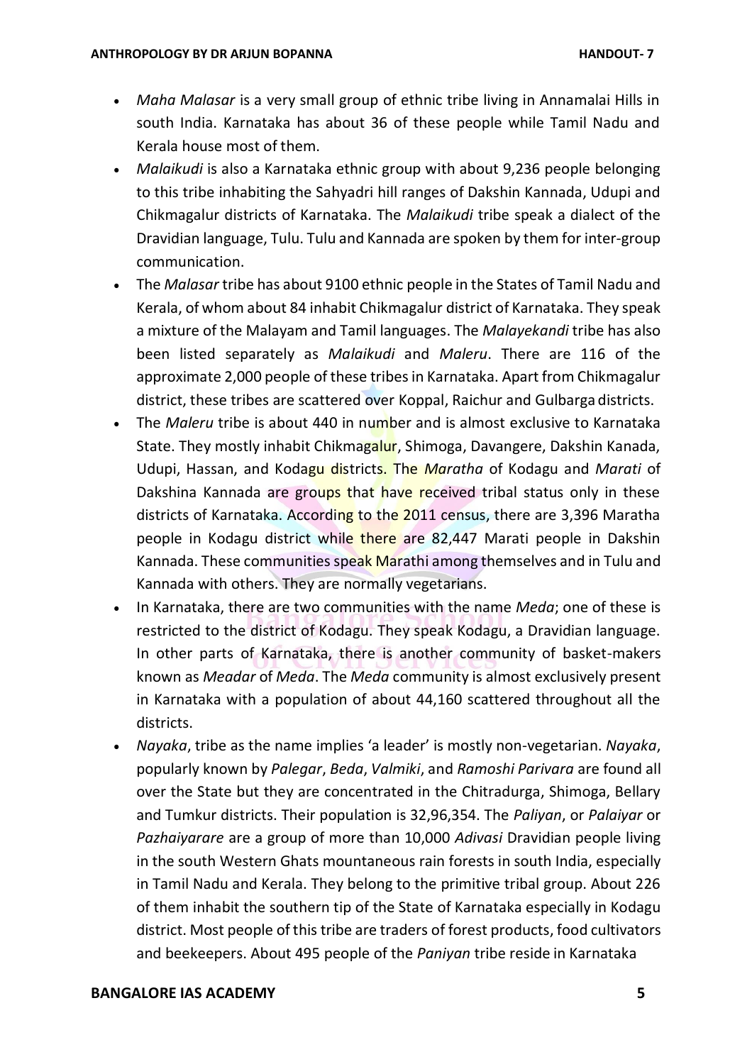- *Maha Malasar* is a very small group of ethnic tribe living in Annamalai Hills in south India. Karnataka has about 36 of these people while Tamil Nadu and Kerala house most of them.
- *Malaikudi* is also a Karnataka ethnic group with about 9,236 people belonging to this tribe inhabiting the Sahyadri hill ranges of Dakshin Kannada, Udupi and Chikmagalur districts of Karnataka. The *Malaikudi* tribe speak a dialect of the Dravidian language, Tulu. Tulu and Kannada are spoken by them for inter-group communication.
- The *Malasar* tribe has about 9100 ethnic people in the States of Tamil Nadu and Kerala, of whom about 84 inhabit Chikmagalur district of Karnataka. They speak a mixture of the Malayam and Tamil languages. The *Malayekandi* tribe has also been listed separately as *Malaikudi* and *Maleru*. There are 116 of the approximate 2,000 people of these tribes in Karnataka. Apart from Chikmagalur district, these tribes are scattered over Koppal, Raichur and Gulbarga districts.
- The *Maleru* tribe is about 440 in number and is almost exclusive to Karnataka State. They mostly inhabit Chikmagalur, Shimoga, Davangere, Dakshin Kanada, Udupi, Hassan, and Kodagu districts. The *Maratha* of Kodagu and *Marati* of Dakshina Kannada are groups that have received tribal status only in these districts of Karnataka. According to the 2011 census, there are 3,396 Maratha people in Kodagu district while there are 82,447 Marati people in Dakshin Kannada. These communities speak Marathi among themselves and in Tulu and Kannada with others. They are normally vegetarians.
- In Karnataka, there are two communities with the name *Meda*; one of these is restricted to the district of Kodagu. They speak Kodagu, a Dravidian language. In other parts of Karnataka, there is another community of basket-makers known as *Meadar* of *Meda*. The *Meda* community is almost exclusively present in Karnataka with a population of about 44,160 scattered throughout all the districts.
- *Nayaka*, tribe as the name implies 'a leader' is mostly non-vegetarian. *Nayaka*, popularly known by *Palegar*, *Beda*, *Valmiki*, and *Ramoshi Parivara* are found all over the State but they are concentrated in the Chitradurga, Shimoga, Bellary and Tumkur districts. Their population is 32,96,354. The *Paliyan*, or *Palaiyar* or *Pazhaiyarare* are a group of more than 10,000 *Adivasi* Dravidian people living in the south Western Ghats mountaneous rain forests in south India, especially in Tamil Nadu and Kerala. They belong to the primitive tribal group. About 226 of them inhabit the southern tip of the State of Karnataka especially in Kodagu district. Most people of this tribe are traders of forest products, food cultivators and beekeepers. About 495 people of the *Paniyan* tribe reside in Karnataka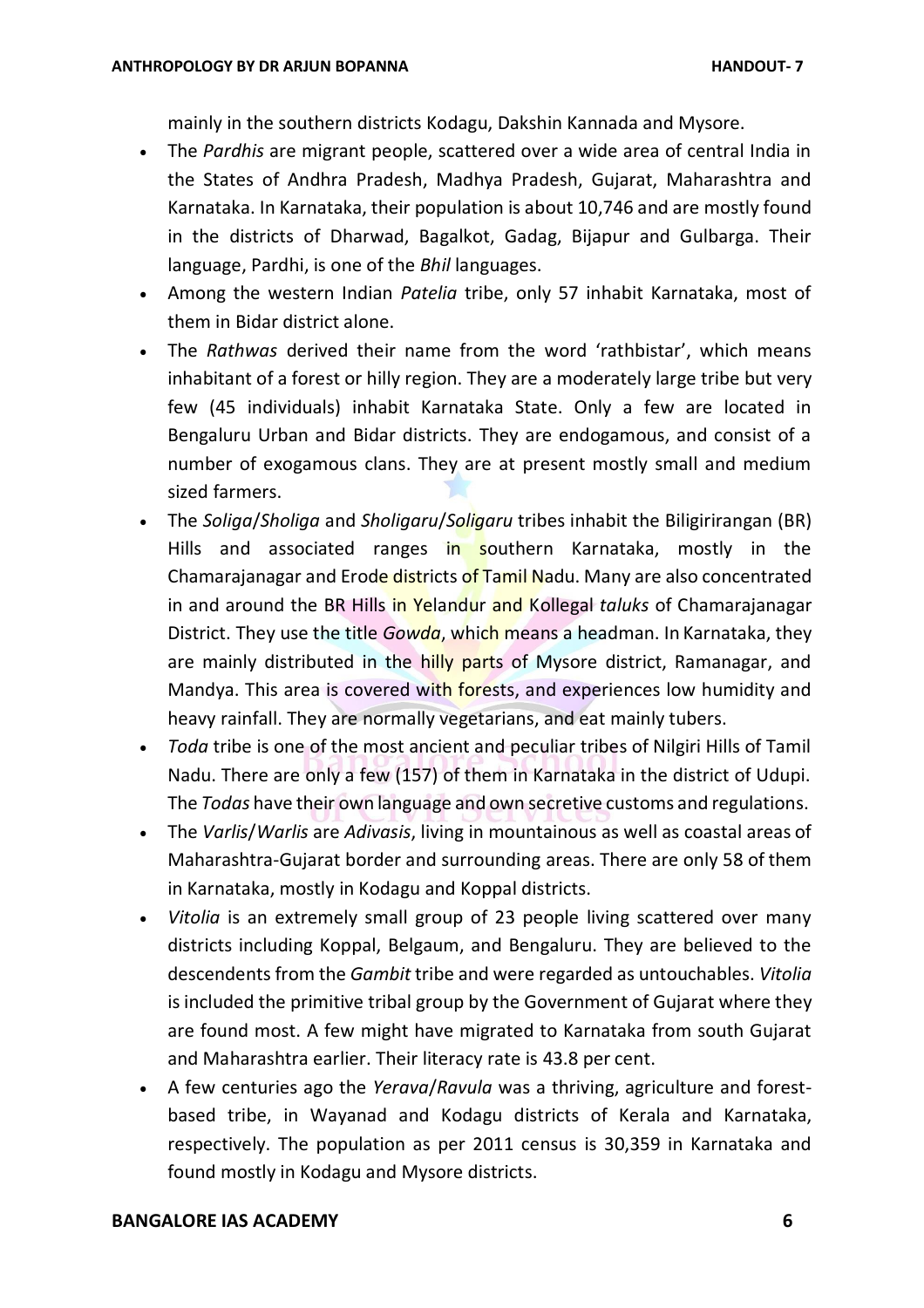mainly in the southern districts Kodagu, Dakshin Kannada and Mysore.

- The *Pardhis* are migrant people, scattered over a wide area of central India in the States of Andhra Pradesh, Madhya Pradesh, Gujarat, Maharashtra and Karnataka. In Karnataka, their population is about 10,746 and are mostly found in the districts of Dharwad, Bagalkot, Gadag, Bijapur and Gulbarga. Their language, Pardhi, is one of the *Bhil* languages.
- Among the western Indian *Patelia* tribe, only 57 inhabit Karnataka, most of them in Bidar district alone.
- The *Rathwas* derived their name from the word 'rathbistar', which means inhabitant of a forest or hilly region. They are a moderately large tribe but very few (45 individuals) inhabit Karnataka State. Only a few are located in Bengaluru Urban and Bidar districts. They are endogamous, and consist of a number of exogamous clans. They are at present mostly small and medium sized farmers.
- The *Soliga*/*Sholiga* and *Sholigaru*/*Soligaru* tribes inhabit the Biligirirangan (BR) Hills and associated ranges in southern Karnataka, mostly in the Chamarajanagar and Erode districts of Tamil Nadu. Many are also concentrated in and around the BR Hills in Yelandur and Kollegal *taluks* of Chamarajanagar District. They use the title *Gowda*, which means a headman. In Karnataka, they are mainly distributed in the hilly parts of Mysore district, Ramanagar, and Mandya. This area is covered with forests, and experiences low humidity and heavy rainfall. They are normally vegetarians, and eat mainly tubers.
- *Toda* tribe is one of the most ancient and peculiar tribes of Nilgiri Hills of Tamil Nadu. There are only a few (157) of them in Karnataka in the district of Udupi. The *Todas* have their own language and own secretive customs and regulations.
- The *Varlis*/*Warlis* are *Adivasis*, living in mountainous as well as coastal areas of Maharashtra-Gujarat border and surrounding areas. There are only 58 of them in Karnataka, mostly in Kodagu and Koppal districts.
- *Vitolia* is an extremely small group of 23 people living scattered over many districts including Koppal, Belgaum, and Bengaluru. They are believed to the descendents from the *Gambit* tribe and were regarded as untouchables. *Vitolia* is included the primitive tribal group by the Government of Gujarat where they are found most. A few might have migrated to Karnataka from south Gujarat and Maharashtra earlier. Their literacy rate is 43.8 per cent.
- A few centuries ago the *Yerava*/*Ravula* was a thriving, agriculture and forest-based tribe, in Wayanad and Kodagu districts of Kerala and Karnataka, respectively. The population as per 2011 census is 30,359 in Karnataka and found mostly in Kodagu and Mysore districts.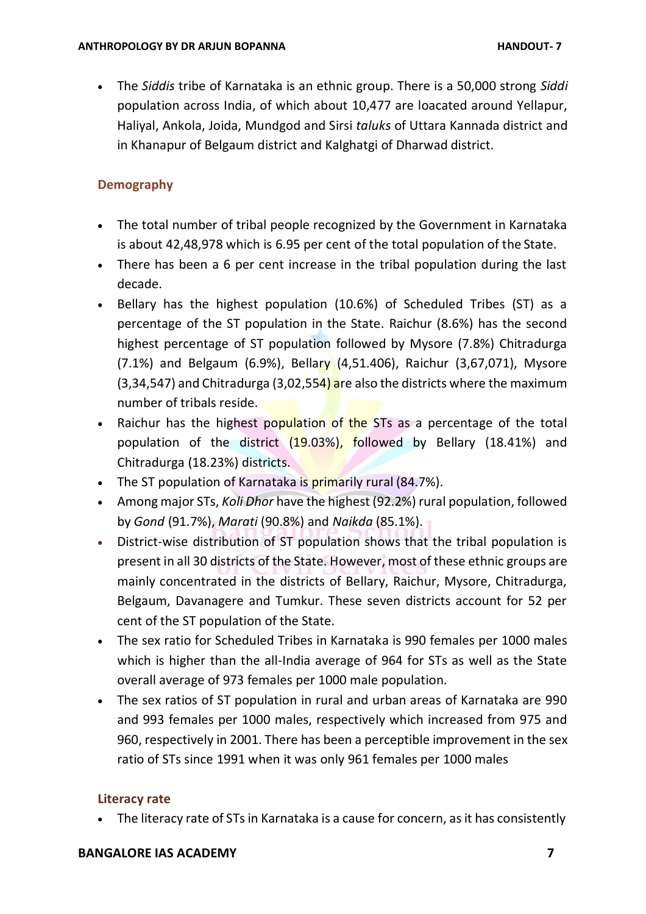- The *Siddis* tribe of Karnataka is an ethnic group. There is a 50,000 strong *Siddi* population across India, of which about 10,477 are loacated around Yellapur, Haliyal, Ankola, Joida, Mundgod and Sirsi *taluks* of Uttara Kannada district and in Khanapur of Belgaum district and Kalghatgi of Dharwad district.

### Demography

- The total number of tribal people recognized by the Government in Karnataka is about 42,48,978 which is 6.95 per cent of the total population of the State.
- There has been a 6 per cent increase in the tribal population during the last decade.
- Bellary has the highest population (10.6%) of Scheduled Tribes (ST) as a percentage of the ST population in the State. Raichur (8.6%) has the second highest percentage of ST population followed by Mysore (7.8%) Chitradurga (7.1%) and Belgaum (6.9%), Bellary (4,51.406), Raichur (3,67,071), Mysore (3,34,547) and Chitradurga (3,02,554) are also the districts where the maximum number of tribals reside.
- Raichur has the highest population of the STs as a percentage of the total population of the district (19.03%), followed by Bellary (18.41%) and Chitradurga (18.23%) districts.
- The ST population of Karnataka is primarily rural (84.7%).
- Among major STs, *Koli Dhor* have the highest (92.2%) rural population, followed by *Gond* (91.7%), *Marati* (90.8%) and *Naikda* (85.1%).
- District-wise distribution of ST population shows that the tribal population is present in all 30 districts of the State. However, most of these ethnic groups are mainly concentrated in the districts of Bellary, Raichur, Mysore, Chitradurga, Belgaum, Davanagere and Tumkur. These seven districts account for 52 per cent of the ST population of the State.
- The sex ratio for Scheduled Tribes in Karnataka is 990 females per 1000 males which is higher than the all-India average of 964 for STs as well as the State overall average of 973 females per 1000 male population.
- The sex ratios of ST population in rural and urban areas of Karnataka are 990 and 993 females per 1000 males, respectively which increased from 975 and 960, respectively in 2001. There has been a perceptible improvement in the sex ratio of STs since 1991 when it was only 961 females per 1000 males

### Literacy rate

- The literacy rate of STs in Karnataka is a cause for concern, as it has consistently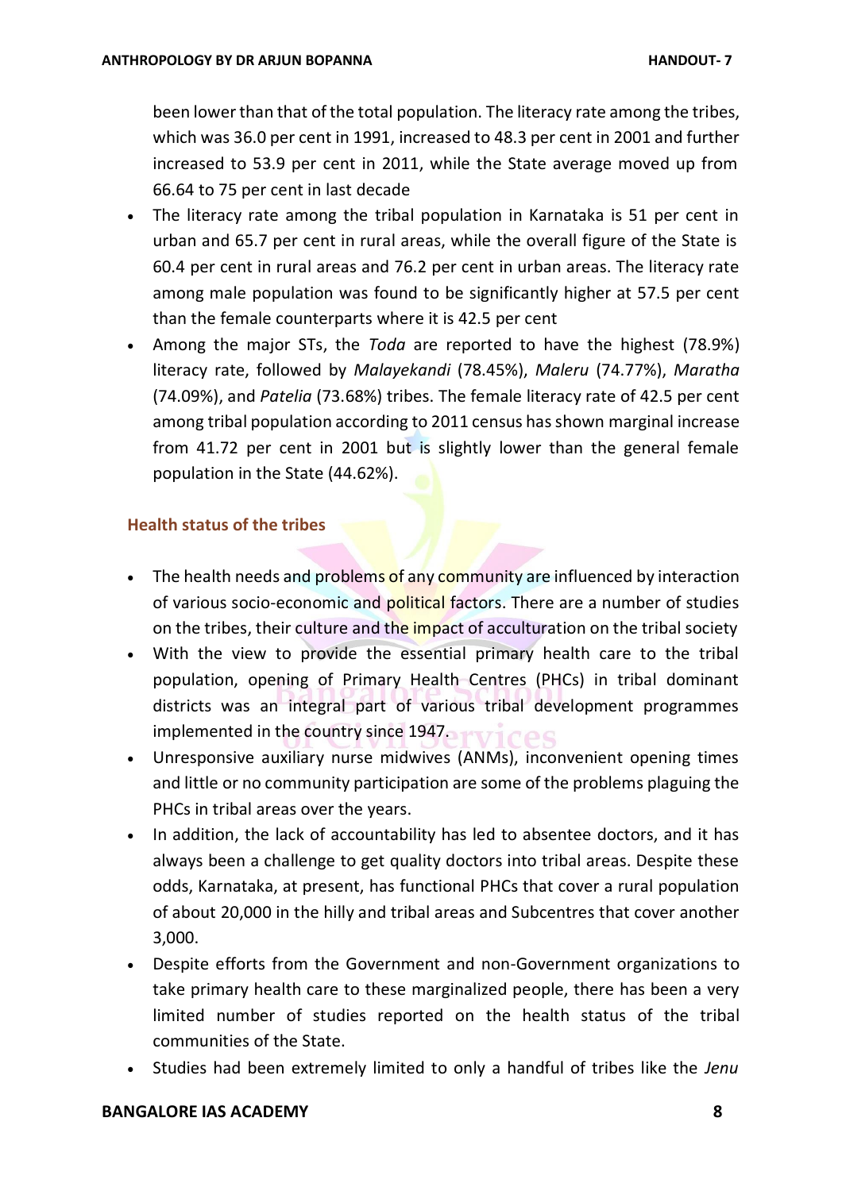been lower than that of the total population. The literacy rate among the tribes, which was 36.0 per cent in 1991, increased to 48.3 per cent in 2001 and further increased to 53.9 per cent in 2011, while the State average moved up from 66.64 to 75 per cent in last decade

- The literacy rate among the tribal population in Karnataka is 51 per cent in urban and 65.7 per cent in rural areas, while the overall figure of the State is 60.4 per cent in rural areas and 76.2 per cent in urban areas. The literacy rate among male population was found to be significantly higher at 57.5 per cent than the female counterparts where it is 42.5 per cent
- Among the major STs, the *Toda* are reported to have the highest (78.9%) literacy rate, followed by *Malayekandi* (78.45%), *Maleru* (74.77%), *Maratha* (74.09%), and *Patelia* (73.68%) tribes. The female literacy rate of 42.5 per cent among tribal population according to 2011 census has shown marginal increase from 41.72 per cent in 2001 but is slightly lower than the general female population in the State (44.62%).

### Health status of the tribes

- The health needs and problems of any community are influenced by interaction of various socio-economic and political factors. There are a number of studies on the tribes, their culture and the impact of acculturation on the tribal society
- With the view to provide the essential primary health care to the tribal population, opening of Primary Health Centres (PHCs) in tribal dominant districts was an integral part of various tribal development programmes implemented in the country since 1947.
- Unresponsive auxiliary nurse midwives (ANMs), inconvenient opening times and little or no community participation are some of the problems plaguing the PHCs in tribal areas over the years.
- In addition, the lack of accountability has led to absentee doctors, and it has always been a challenge to get quality doctors into tribal areas. Despite these odds, Karnataka, at present, has functional PHCs that cover a rural population of about 20,000 in the hilly and tribal areas and Subcentres that cover another 3,000.
- Despite efforts from the Government and non-Government organizations to take primary health care to these marginalized people, there has been a very limited number of studies reported on the health status of the tribal communities of the State.
- Studies had been extremely limited to only a handful of tribes like the *Jenu*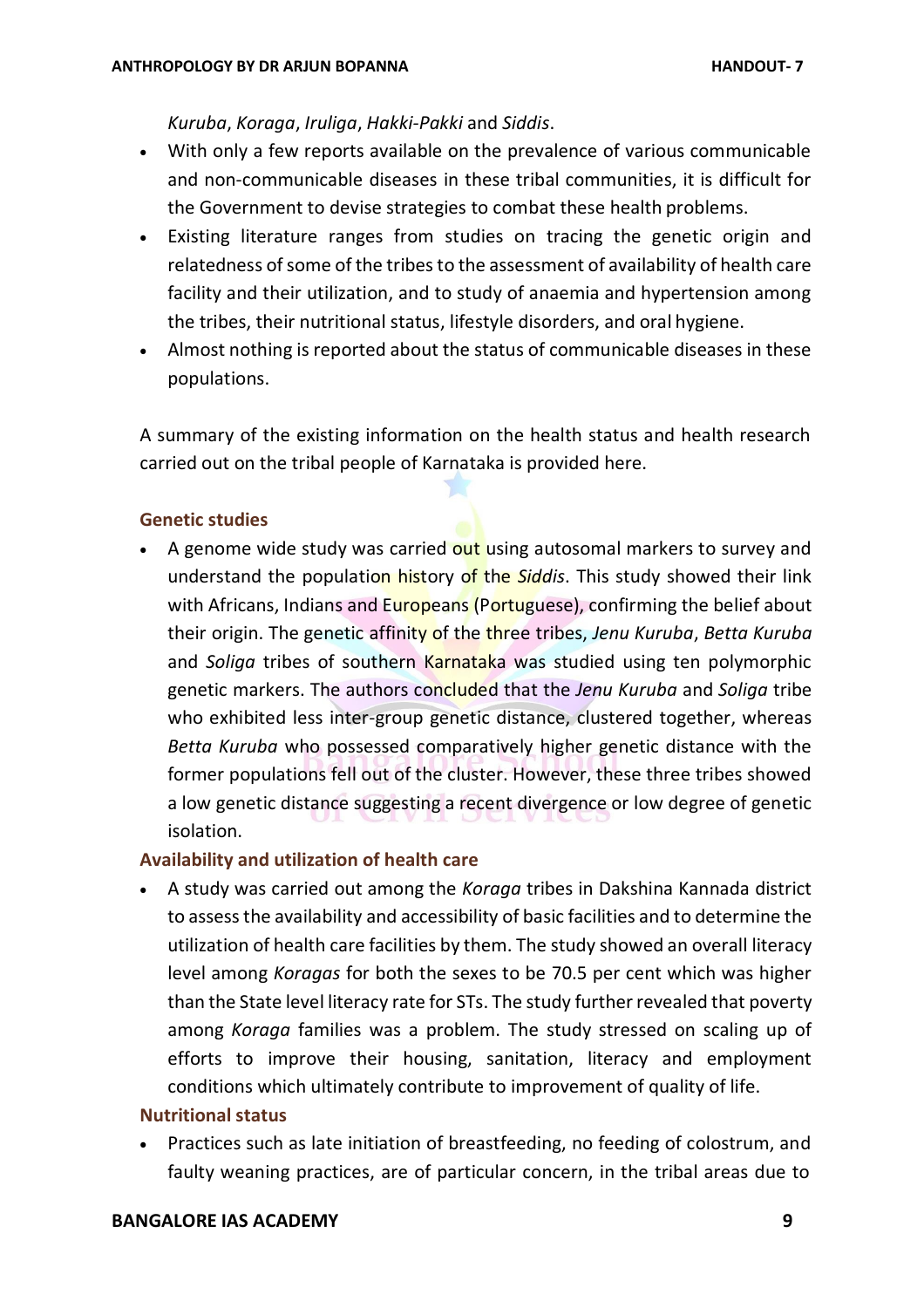*Kuruba*, *Koraga*, *Iruliga*, *Hakki-Pakki* and *Siddis*.

- With only a few reports available on the prevalence of various communicable and non-communicable diseases in these tribal communities, it is difficult for the Government to devise strategies to combat these health problems.
- Existing literature ranges from studies on tracing the genetic origin and relatedness of some of the tribes to the assessment of availability of health care facility and their utilization, and to study of anaemia and hypertension among the tribes, their nutritional status, lifestyle disorders, and oral hygiene.
- Almost nothing is reported about the status of communicable diseases in these populations.

A summary of the existing information on the health status and health research carried out on the tribal people of Karnataka is provided here.

### Genetic studies

- A genome wide study was carried out using autosomal markers to survey and understand the population history of the *Siddis*. This study showed their link with Africans, Indians and Europeans (Portuguese), confirming the belief about their origin. The genetic affinity of the three tribes, *Jenu Kuruba*, *Betta Kuruba* and *Soliga* tribes of southern Karnataka was studied using ten polymorphic genetic markers. The authors concluded that the *Jenu Kuruba* and *Soliga* tribe who exhibited less inter-group genetic distance, clustered together, whereas *Betta Kuruba* who possessed comparatively higher genetic distance with the former populations fell out of the cluster. However, these three tribes showed a low genetic distance suggesting a recent divergence or low degree of genetic isolation.

### Availability and utilization of health care

- A study was carried out among the *Koraga* tribes in Dakshina Kannada district to assess the availability and accessibility of basic facilities and to determine the utilization of health care facilities by them. The study showed an overall literacy level among *Koragas* for both the sexes to be 70.5 per cent which was higher than the State level literacy rate for STs. The study further revealed that poverty among *Koraga* families was a problem. The study stressed on scaling up of efforts to improve their housing, sanitation, literacy and employment conditions which ultimately contribute to improvement of quality of life.

### Nutritional status

- Practices such as late initiation of breastfeeding, no feeding of colostrum, and faulty weaning practices, are of particular concern, in the tribal areas due to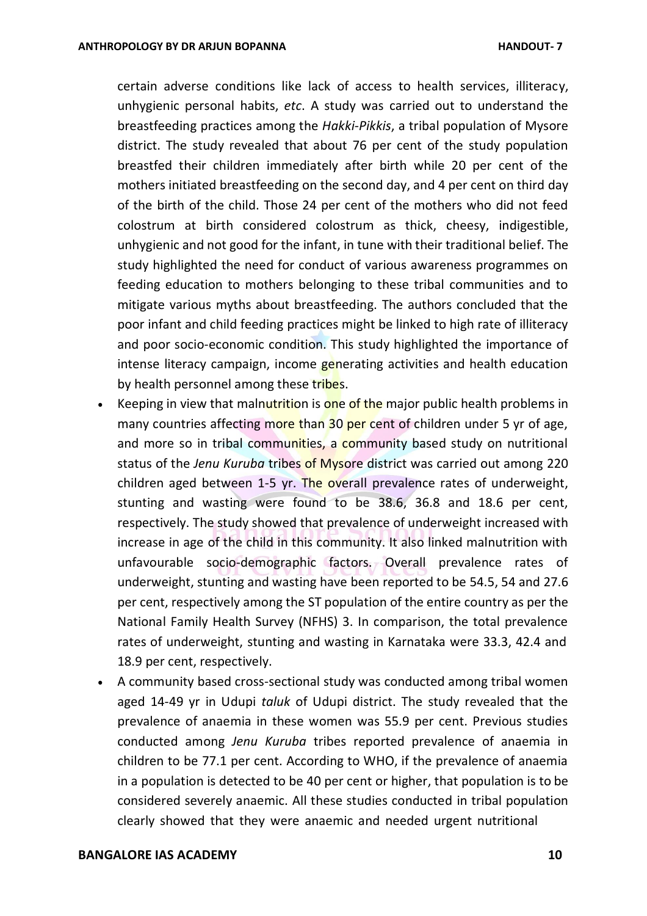certain adverse conditions like lack of access to health services, illiteracy, unhygienic personal habits, *etc*. A study was carried out to understand the breastfeeding practices among the *Hakki-Pikkis*, a tribal population of Mysore district. The study revealed that about 76 per cent of the study population breastfed their children immediately after birth while 20 per cent of the mothers initiated breastfeeding on the second day, and 4 per cent on third day of the birth of the child. Those 24 per cent of the mothers who did not feed colostrum at birth considered colostrum as thick, cheesy, indigestible, unhygienic and not good for the infant, in tune with their traditional belief. The study highlighted the need for conduct of various awareness programmes on feeding education to mothers belonging to these tribal communities and to mitigate various myths about breastfeeding. The authors concluded that the poor infant and child feeding practices might be linked to high rate of illiteracy and poor socio-economic condition. This study highlighted the importance of intense literacy campaign, income generating activities and health education by health personnel among these tribes.

- Keeping in view that malnutrition is one of the major public health problems in many countries affecting more than 30 per cent of children under 5 yr of age, and more so in tribal communities, a community based study on nutritional status of the *Jenu Kuruba* tribes of Mysore district was carried out among 220 children aged between 1-5 yr. The overall prevalence rates of underweight, stunting and wasting were found to be 38.6, 36.8 and 18.6 per cent, respectively. The study showed that prevalence of underweight increased with increase in age of the child in this community. It also linked malnutrition with unfavourable socio-demographic factors. Overall prevalence rates of underweight, stunting and wasting have been reported to be 54.5, 54 and 27.6 per cent, respectively among the ST population of the entire country as per the National Family Health Survey (NFHS) 3. In comparison, the total prevalence rates of underweight, stunting and wasting in Karnataka were 33.3, 42.4 and 18.9 per cent, respectively.
- A community based cross-sectional study was conducted among tribal women aged 14-49 yr in Udupi *taluk* of Udupi district. The study revealed that the prevalence of anaemia in these women was 55.9 per cent. Previous studies conducted among *Jenu Kuruba* tribes reported prevalence of anaemia in children to be 77.1 per cent. According to WHO, if the prevalence of anaemia in a population is detected to be 40 per cent or higher, that population is to be considered severely anaemic. All these studies conducted in tribal population clearly showed that they were anaemic and needed urgent nutritional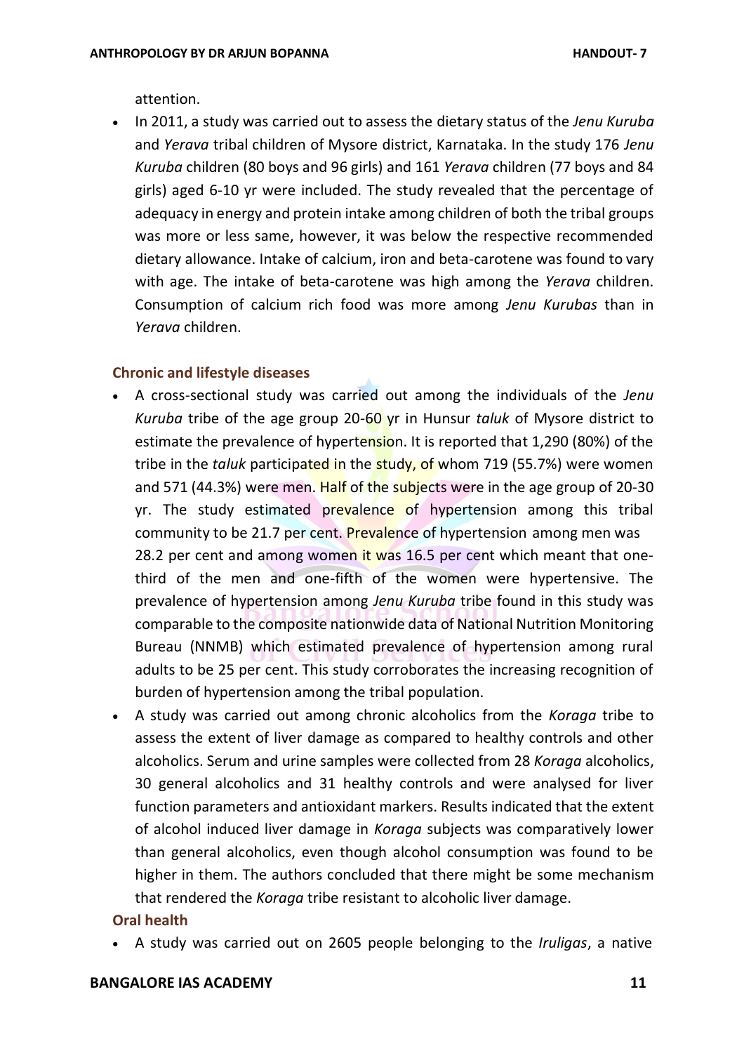attention.

- In 2011, a study was carried out to assess the dietary status of the *Jenu Kuruba* and *Yerava* tribal children of Mysore district, Karnataka. In the study 176 *Jenu Kuruba* children (80 boys and 96 girls) and 161 *Yerava* children (77 boys and 84 girls) aged 6-10 yr were included. The study revealed that the percentage of adequacy in energy and protein intake among children of both the tribal groups was more or less same, however, it was below the respective recommended dietary allowance. Intake of calcium, iron and beta-carotene was found to vary with age. The intake of beta-carotene was high among the *Yerava* children. Consumption of calcium rich food was more among *Jenu Kurubas* than in *Yerava* children.

**Chronic and lifestyle diseases**

- A cross-sectional study was carried out among the individuals of the *Jenu Kuruba* tribe of the age group 20-60 yr in Hunsur *taluk* of Mysore district to estimate the prevalence of hypertension. It is reported that 1,290 (80%) of the tribe in the *taluk* participated in the study, of whom 719 (55.7%) were women and 571 (44.3%) were men. Half of the subjects were in the age group of 20-30 yr. The study estimated prevalence of hypertension among this tribal community to be 21.7 per cent. Prevalence of hypertension among men was 28.2 per cent and among women it was 16.5 per cent which meant that one-third of the men and one-fifth of the women were hypertensive. The prevalence of hypertension among *Jenu Kuruba* tribe found in this study was comparable to the composite nationwide data of National Nutrition Monitoring Bureau (NNMB) which estimated prevalence of hypertension among rural adults to be 25 per cent. This study corroborates the increasing recognition of burden of hypertension among the tribal population.
- A study was carried out among chronic alcoholics from the *Koraga* tribe to assess the extent of liver damage as compared to healthy controls and other alcoholics. Serum and urine samples were collected from 28 *Koraga* alcoholics, 30 general alcoholics and 31 healthy controls and were analysed for liver function parameters and antioxidant markers. Results indicated that the extent of alcohol induced liver damage in *Koraga* subjects was comparatively lower than general alcoholics, even though alcohol consumption was found to be higher in them. The authors concluded that there might be some mechanism that rendered the *Koraga* tribe resistant to alcoholic liver damage.

**Oral health**

- A study was carried out on 2605 people belonging to the *Iruligas*, a native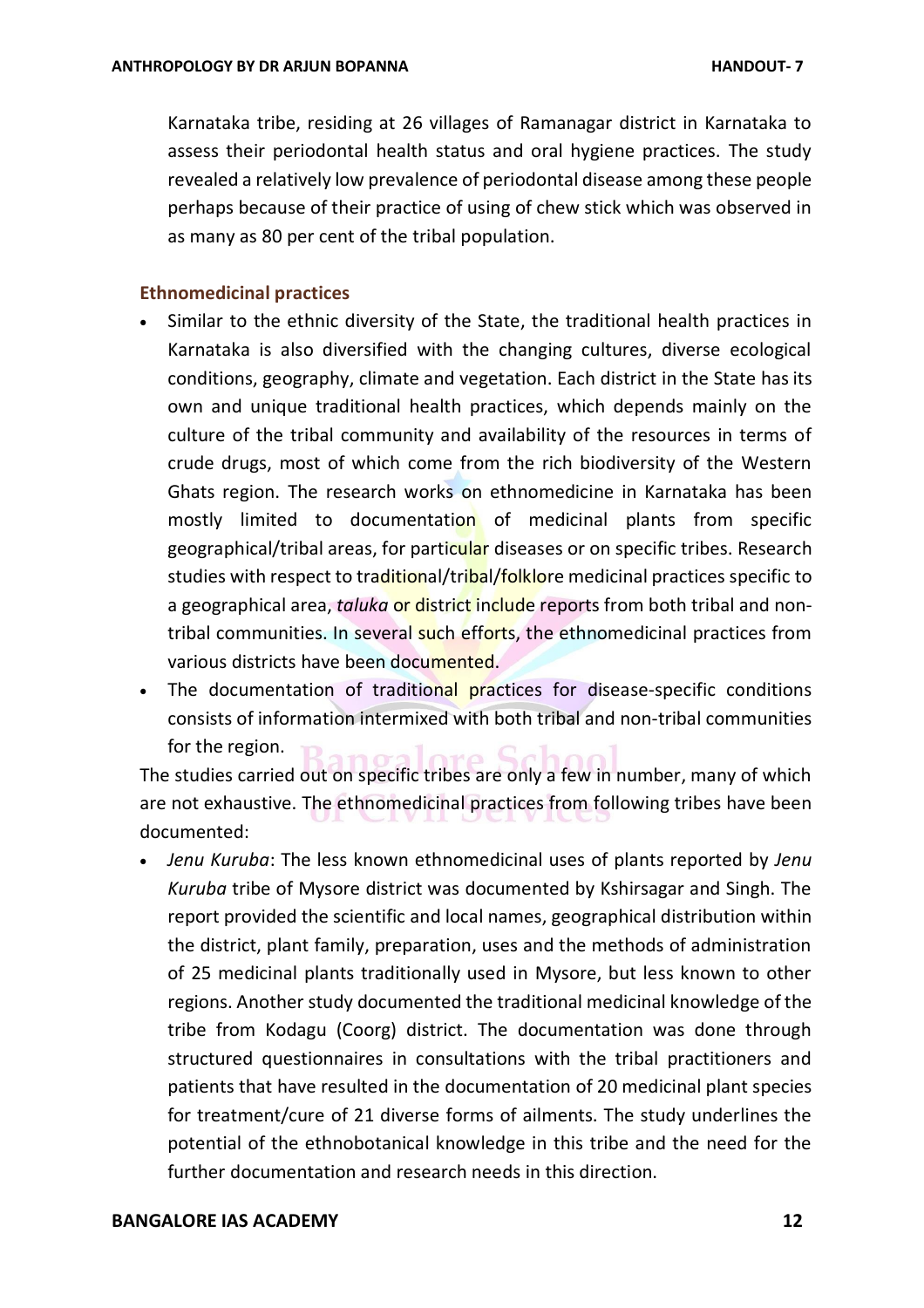Karnataka tribe, residing at 26 villages of Ramanagar district in Karnataka to assess their periodontal health status and oral hygiene practices. The study revealed a relatively low prevalence of periodontal disease among these people perhaps because of their practice of using of chew stick which was observed in as many as 80 per cent of the tribal population.

### Ethnomedicinal practices

- Similar to the ethnic diversity of the State, the traditional health practices in Karnataka is also diversified with the changing cultures, diverse ecological conditions, geography, climate and vegetation. Each district in the State has its own and unique traditional health practices, which depends mainly on the culture of the tribal community and availability of the resources in terms of crude drugs, most of which come from the rich biodiversity of the Western Ghats region. The research works on ethnomedicine in Karnataka has been mostly limited to documentation of medicinal plants from specific geographical/tribal areas, for particular diseases or on specific tribes. Research studies with respect to traditional/tribal/folklore medicinal practices specific to a geographical area, *taluka* or district include reports from both tribal and non-tribal communities. In several such efforts, the ethnomedicinal practices from various districts have been documented.
- The documentation of traditional practices for disease-specific conditions consists of information intermixed with both tribal and non-tribal communities for the region.

The studies carried out on specific tribes are only a few in number, many of which are not exhaustive. The ethnomedicinal practices from following tribes have been documented:

- *Jenu Kuruba*: The less known ethnomedicinal uses of plants reported by *Jenu Kuruba* tribe of Mysore district was documented by Kshirsagar and Singh. The report provided the scientific and local names, geographical distribution within the district, plant family, preparation, uses and the methods of administration of 25 medicinal plants traditionally used in Mysore, but less known to other regions. Another study documented the traditional medicinal knowledge of the tribe from Kodagu (Coorg) district. The documentation was done through structured questionnaires in consultations with the tribal practitioners and patients that have resulted in the documentation of 20 medicinal plant species for treatment/cure of 21 diverse forms of ailments. The study underlines the potential of the ethnobotanical knowledge in this tribe and the need for the further documentation and research needs in this direction.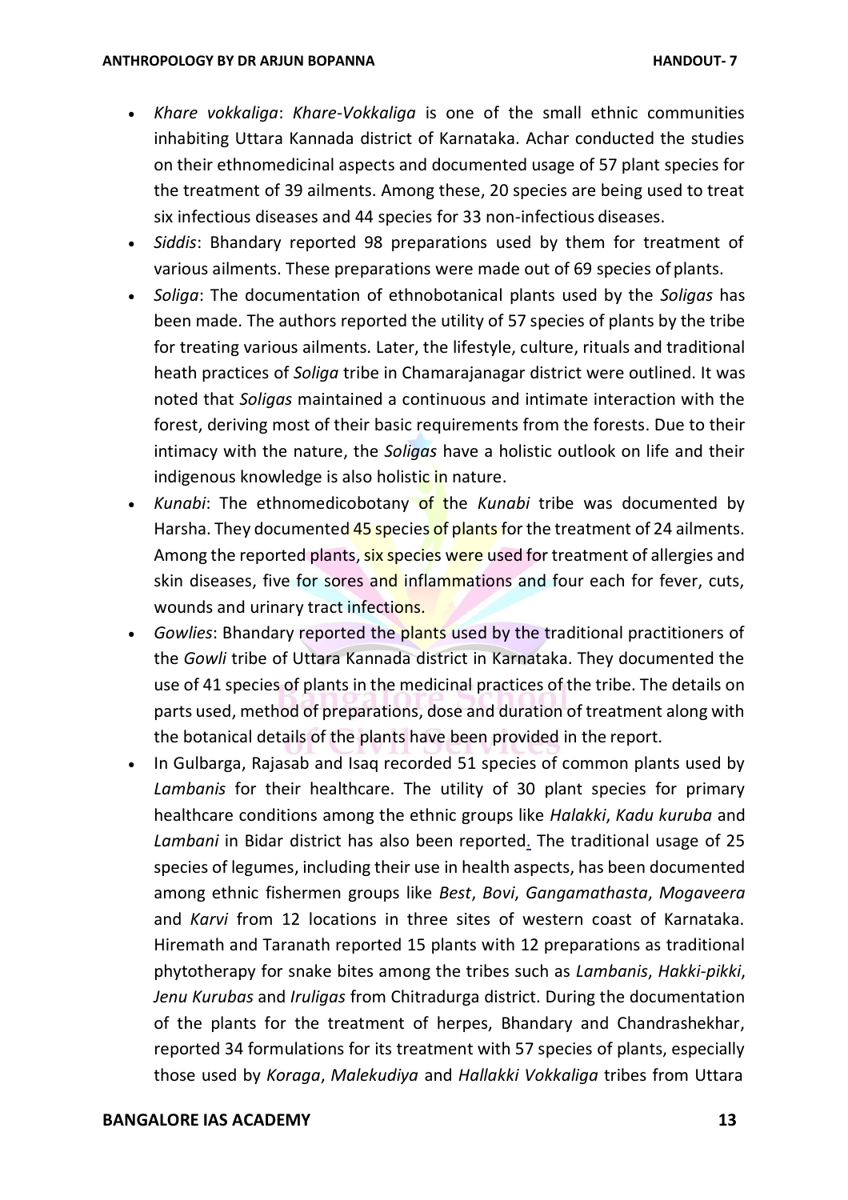- *Khare vokkaliga*: *Khare-Vokkaliga* is one of the small ethnic communities inhabiting Uttara Kannada district of Karnataka. Achar conducted the studies on their ethnomedicinal aspects and documented usage of 57 plant species for the treatment of 39 ailments. Among these, 20 species are being used to treat six infectious diseases and 44 species for 33 non-infectious diseases.
- *Siddis*: Bhandary reported 98 preparations used by them for treatment of various ailments. These preparations were made out of 69 species of plants.
- *Soliga*: The documentation of ethnobotanical plants used by the *Soligas* has been made. The authors reported the utility of 57 species of plants by the tribe for treating various ailments. Later, the lifestyle, culture, rituals and traditional heath practices of *Soliga* tribe in Chamarajanagar district were outlined. It was noted that *Soligas* maintained a continuous and intimate interaction with the forest, deriving most of their basic requirements from the forests. Due to their intimacy with the nature, the *Soligas* have a holistic outlook on life and their indigenous knowledge is also holistic in nature.
- *Kunabi*: The ethnomedicobotany of the *Kunabi* tribe was documented by Harsha. They documented 45 species of plants for the treatment of 24 ailments. Among the reported plants, six species were used for treatment of allergies and skin diseases, five for sores and inflammations and four each for fever, cuts, wounds and urinary tract infections.
- *Gowlies*: Bhandary reported the plants used by the traditional practitioners of the *Gowli* tribe of Uttara Kannada district in Karnataka. They documented the use of 41 species of plants in the medicinal practices of the tribe. The details on parts used, method of preparations, dose and duration of treatment along with the botanical details of the plants have been provided in the report.
- In Gulbarga, Rajasab and Isaq recorded 51 species of common plants used by *Lambanis* for their healthcare. The utility of 30 plant species for primary healthcare conditions among the ethnic groups like *Halakki*, *Kadu kuruba* and *Lambani* in Bidar district has also been reported. The traditional usage of 25 species of legumes, including their use in health aspects, has been documented among ethnic fishermen groups like *Best*, *Bovi*, *Gangamathasta*, *Mogaveera* and *Karvi* from 12 locations in three sites of western coast of Karnataka. Hiremath and Taranath reported 15 plants with 12 preparations as traditional phytotherapy for snake bites among the tribes such as *Lambanis*, *Hakki-pikki*, *Jenu Kurubas* and *Iruligas* from Chitradurga district. During the documentation of the plants for the treatment of herpes, Bhandary and Chandrashekhar, reported 34 formulations for its treatment with 57 species of plants, especially those used by *Koraga*, *Malekudiya* and *Hallakki Vokkaliga* tribes from Uttara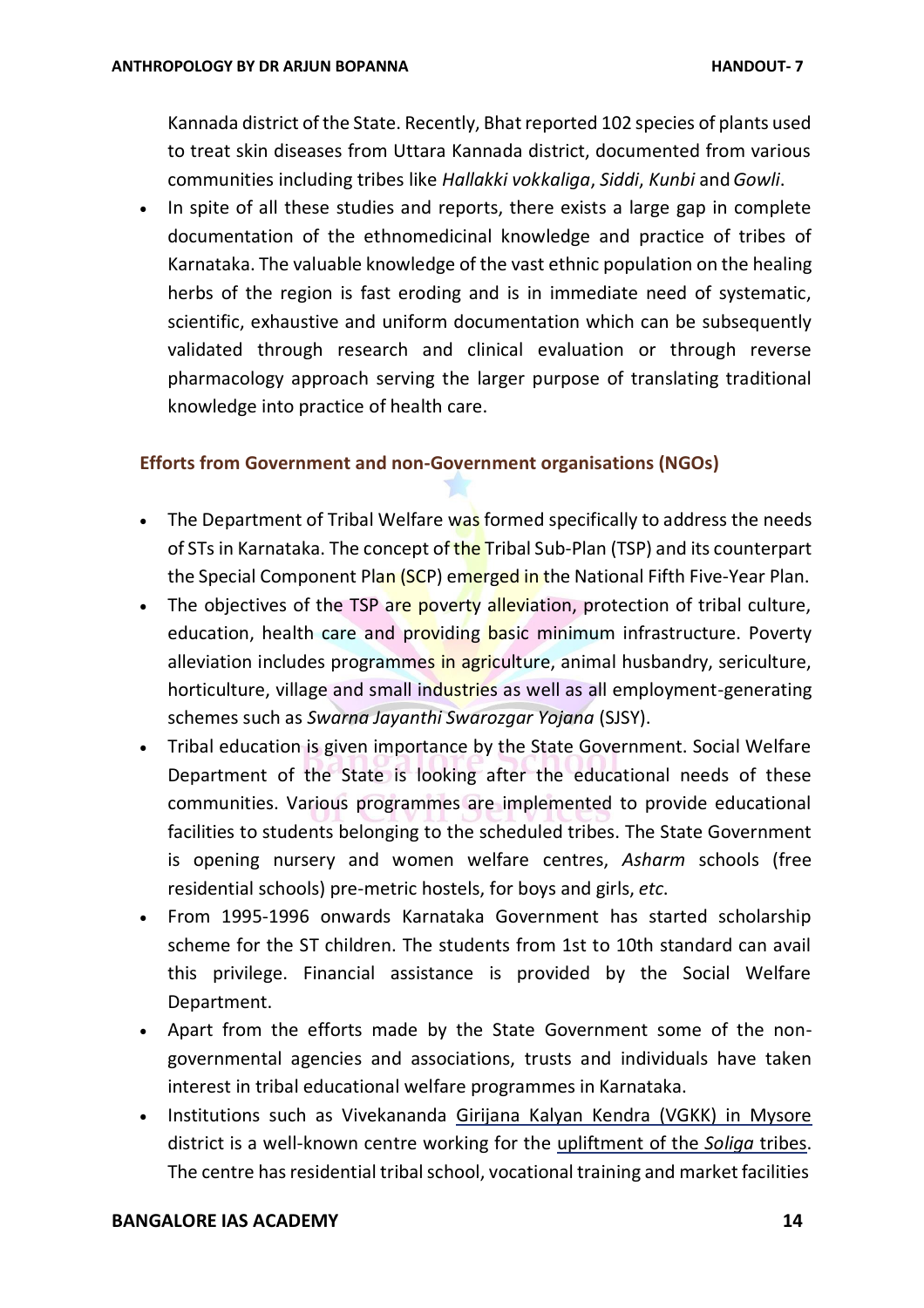Kannada district of the State. Recently, Bhat reported 102 species of plants used to treat skin diseases from Uttara Kannada district, documented from various communities including tribes like *Hallakki vokkaliga*, *Siddi*, *Kunbi* and *Gowli*.

- In spite of all these studies and reports, there exists a large gap in complete documentation of the ethnomedicinal knowledge and practice of tribes of Karnataka. The valuable knowledge of the vast ethnic population on the healing herbs of the region is fast eroding and is in immediate need of systematic, scientific, exhaustive and uniform documentation which can be subsequently validated through research and clinical evaluation or through reverse pharmacology approach serving the larger purpose of translating traditional knowledge into practice of health care.

### Efforts from Government and non-Government organisations (NGOs)

- The Department of Tribal Welfare was formed specifically to address the needs of STs in Karnataka. The concept of the Tribal Sub-Plan (TSP) and its counterpart the Special Component Plan (SCP) emerged in the National Fifth Five-Year Plan.
- The objectives of the TSP are poverty alleviation, protection of tribal culture, education, health care and providing basic minimum infrastructure. Poverty alleviation includes programmes in agriculture, animal husbandry, sericulture, horticulture, village and small industries as well as all employment-generating schemes such as *Swarna Jayanthi Swarozgar Yojana* (SJSY).
- Tribal education is given importance by the State Government. Social Welfare Department of the State is looking after the educational needs of these communities. Various programmes are implemented to provide educational facilities to students belonging to the scheduled tribes. The State Government is opening nursery and women welfare centres, *Asharm* schools (free residential schools) pre-metric hostels, for boys and girls, *etc*.
- From 1995-1996 onwards Karnataka Government has started scholarship scheme for the ST children. The students from 1st to 10th standard can avail this privilege. Financial assistance is provided by the Social Welfare Department.
- Apart from the efforts made by the State Government some of the non-governmental agencies and associations, trusts and individuals have taken interest in tribal educational welfare programmes in Karnataka.
- Institutions such as Vivekananda Girijana Kalyan Kendra (VGKK) in Mysore district is a well-known centre working for the upliftment of the *Soliga* tribes. The centre has residential tribal school, vocational training and market facilities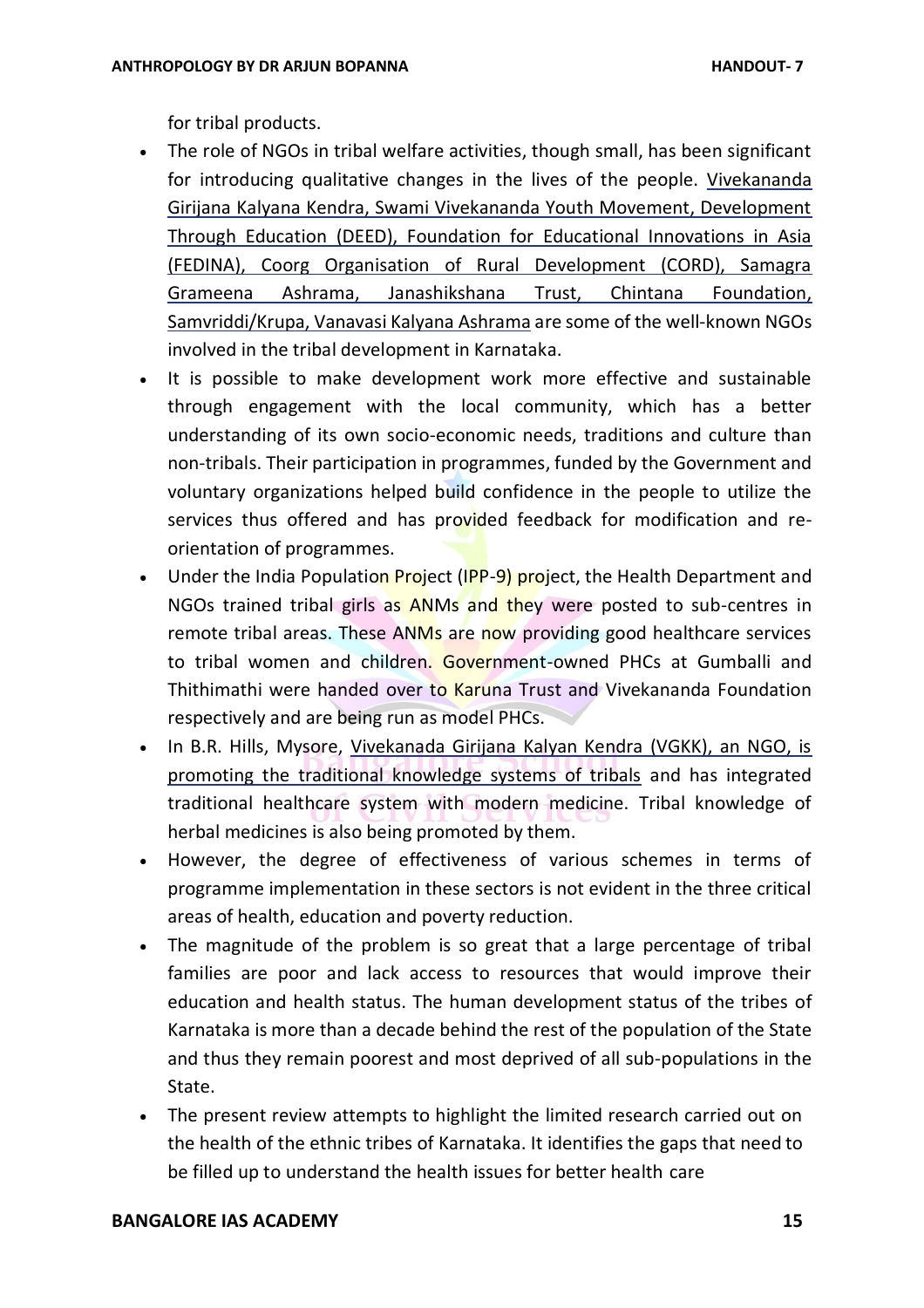for tribal products.

- The role of NGOs in tribal welfare activities, though small, has been significant for introducing qualitative changes in the lives of the people. Vivekananda Girijana Kalyana Kendra, Swami Vivekananda Youth Movement, Development Through Education (DEED), Foundation for Educational Innovations in Asia (FEDINA), Coorg Organisation of Rural Development (CORD), Samagra Grameena Ashrama, Janashikshana Trust, Chintana Foundation, Samvriddi/Krupa, Vanavasi Kalyana Ashrama are some of the well-known NGOs involved in the tribal development in Karnataka.
- It is possible to make development work more effective and sustainable through engagement with the local community, which has a better understanding of its own socio-economic needs, traditions and culture than non-tribals. Their participation in programmes, funded by the Government and voluntary organizations helped build confidence in the people to utilize the services thus offered and has provided feedback for modification and re-orientation of programmes.
- Under the India Population Project (IPP-9) project, the Health Department and NGOs trained tribal girls as ANMs and they were posted to sub-centres in remote tribal areas. These ANMs are now providing good healthcare services to tribal women and children. Government-owned PHCs at Gumballi and Thithimathi were handed over to Karuna Trust and Vivekananda Foundation respectively and are being run as model PHCs.
- In B.R. Hills, Mysore, Vivekanada Girijana Kalyan Kendra (VGKK), an NGO, is promoting the traditional knowledge systems of tribals and has integrated traditional healthcare system with modern medicine. Tribal knowledge of herbal medicines is also being promoted by them.
- However, the degree of effectiveness of various schemes in terms of programme implementation in these sectors is not evident in the three critical areas of health, education and poverty reduction.
- The magnitude of the problem is so great that a large percentage of tribal families are poor and lack access to resources that would improve their education and health status. The human development status of the tribes of Karnataka is more than a decade behind the rest of the population of the State and thus they remain poorest and most deprived of all sub-populations in the State.
- The present review attempts to highlight the limited research carried out on the health of the ethnic tribes of Karnataka. It identifies the gaps that need to be filled up to understand the health issues for better health care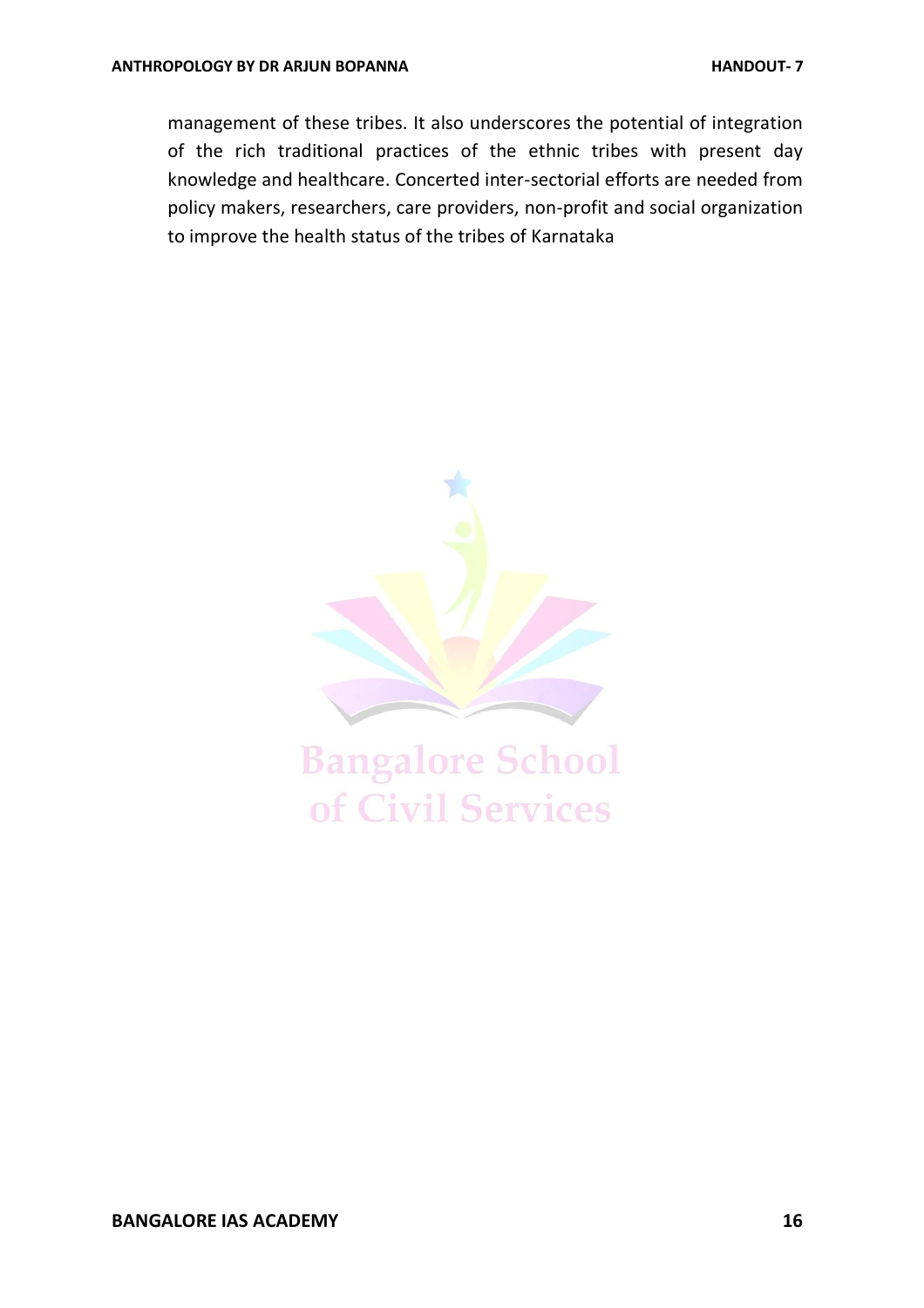management of these tribes. It also underscores the potential of integration of the rich traditional practices of the ethnic tribes with present day knowledge and healthcare. Concerted inter-sectorial efforts are needed from policy makers, researchers, care providers, non-profit and social organization to improve the health status of the tribes of Karnataka